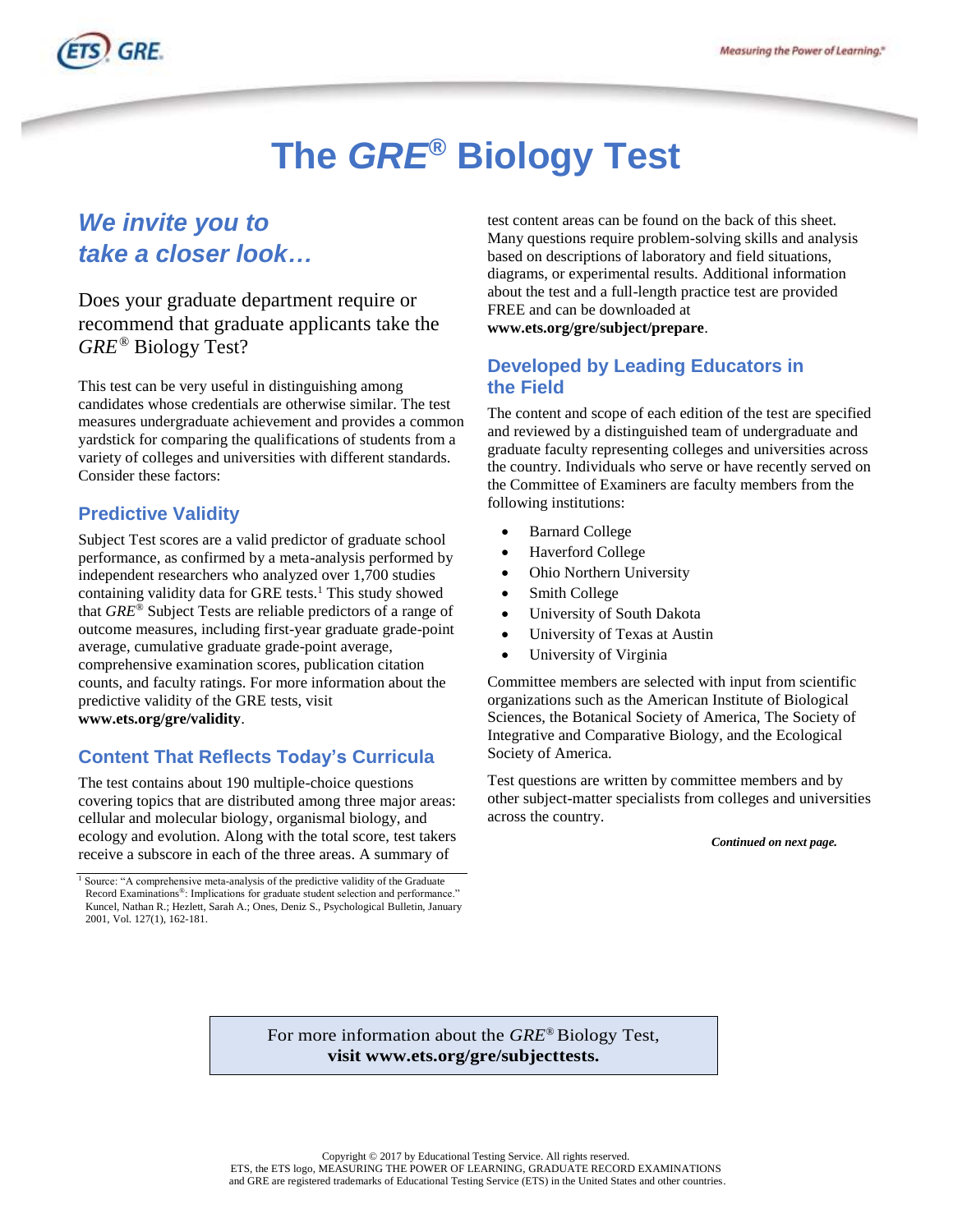# The *GRE*® Biology Test

## *We invite you to take a closer look…*

Does your graduate department require or recommend that graduate applicants take the *GRE*® Biology Test?

This test can be very useful in distinguishing among candidates whose credentials are otherwise similar. The test measures undergraduate achievement and provides a common yardstick for comparing the qualifications of students from a variety of colleges and universities with different standards. Consider these factors:

### Predictive Validity

Subject Test scores are a valid predictor of graduate school performance, as confirmed by a meta-analysis performed by independent researchers who analyzed over 1,700 studies containing validity data for GRE tests.[1] This study showed that *GRE*® Subject Tests are reliable predictors of a range of outcome measures, including first-year graduate grade-point average, cumulative graduate grade-point average, comprehensive examination scores, publication citation counts, and faculty ratings. For more information about the predictive validity of the GRE tests, visit **www.ets.org/gre/validity**.

### Content That Reflects Today's Curricula

The test contains about 190 multiple-choice questions covering topics that are distributed among three major areas: cellular and molecular biology, organismal biology, and ecology and evolution. Along with the total score, test takers receive a subscore in each of the three areas. A summary of test content areas can be found on the back of this sheet. Many questions require problem-solving skills and analysis based on descriptions of laboratory and field situations, diagrams, or experimental results. Additional information about the test and a full-length practice test are provided FREE and can be downloaded at **www.ets.org/gre/subject/prepare**.

### Developed by Leading Educators in the Field

The content and scope of each edition of the test are specified and reviewed by a distinguished team of undergraduate and graduate faculty representing colleges and universities across the country. Individuals who serve or have recently served on the Committee of Examiners are faculty members from the following institutions:

- Barnard College
- Haverford College
- Ohio Northern University
- Smith College
- University of South Dakota
- University of Texas at Austin
- University of Virginia

Committee members are selected with input from scientific organizations such as the American Institute of Biological Sciences, the Botanical Society of America, The Society of Integrative and Comparative Biology, and the Ecological Society of America.

Test questions are written by committee members and by other subject-matter specialists from colleges and universities across the country.

***Continued on next page.***

[1] Source: "A comprehensive meta-analysis of the predictive validity of the Graduate Record Examinations®: Implications for graduate student selection and performance." Kuncel, Nathan R.; Hezlett, Sarah A.; Ones, Deniz S., Psychological Bulletin, January 2001, Vol. 127(1), 162-181.

For more information about the *GRE*® Biology Test, **visit www.ets.org/gre/subjecttests.**

Copyright © 2017 by Educational Testing Service. All rights reserved.
ETS, the ETS logo, MEASURING THE POWER OF LEARNING, GRADUATE RECORD EXAMINATIONS and GRE are registered trademarks of Educational Testing Service (ETS) in the United States and other countries.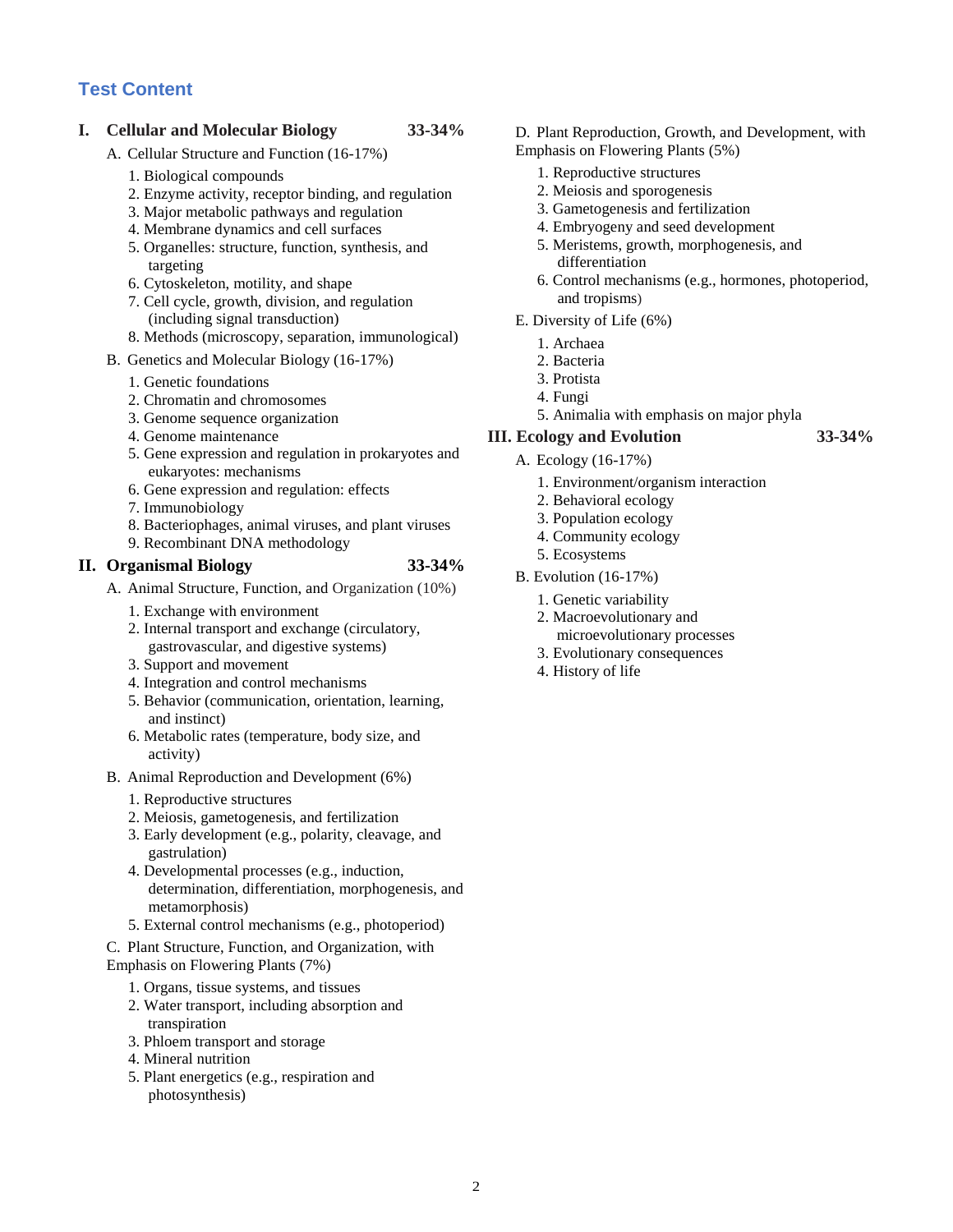## Test Content

### I. Cellular and Molecular Biology 33-34%

A. Cellular Structure and Function (16-17%)

1. Biological compounds
2. Enzyme activity, receptor binding, and regulation
3. Major metabolic pathways and regulation
4. Membrane dynamics and cell surfaces
5. Organelles: structure, function, synthesis, and targeting
6. Cytoskeleton, motility, and shape
7. Cell cycle, growth, division, and regulation (including signal transduction)
8. Methods (microscopy, separation, immunological)

B. Genetics and Molecular Biology (16-17%)

1. Genetic foundations
2. Chromatin and chromosomes
3. Genome sequence organization
4. Genome maintenance
5. Gene expression and regulation in prokaryotes and eukaryotes: mechanisms
6. Gene expression and regulation: effects
7. Immunobiology
8. Bacteriophages, animal viruses, and plant viruses
9. Recombinant DNA methodology

### II. Organismal Biology 33-34%

A. Animal Structure, Function, and Organization (10%)

1. Exchange with environment
2. Internal transport and exchange (circulatory, gastrovascular, and digestive systems)
3. Support and movement
4. Integration and control mechanisms
5. Behavior (communication, orientation, learning, and instinct)
6. Metabolic rates (temperature, body size, and activity)

B. Animal Reproduction and Development (6%)

1. Reproductive structures
2. Meiosis, gametogenesis, and fertilization
3. Early development (e.g., polarity, cleavage, and gastrulation)
4. Developmental processes (e.g., induction, determination, differentiation, morphogenesis, and metamorphosis)
5. External control mechanisms (e.g., photoperiod)

C. Plant Structure, Function, and Organization, with Emphasis on Flowering Plants (7%)

1. Organs, tissue systems, and tissues
2. Water transport, including absorption and transpiration
3. Phloem transport and storage
4. Mineral nutrition
5. Plant energetics (e.g., respiration and photosynthesis)

D. Plant Reproduction, Growth, and Development, with Emphasis on Flowering Plants (5%)

1. Reproductive structures
2. Meiosis and sporogenesis
3. Gametogenesis and fertilization
4. Embryogeny and seed development
5. Meristems, growth, morphogenesis, and differentiation
6. Control mechanisms (e.g., hormones, photoperiod, and tropisms)

E. Diversity of Life (6%)

1. Archaea
2. Bacteria
3. Protista
4. Fungi
5. Animalia with emphasis on major phyla

### III. Ecology and Evolution 33-34%

A. Ecology (16-17%)

1. Environment/organism interaction
2. Behavioral ecology
3. Population ecology
4. Community ecology
5. Ecosystems

B. Evolution (16-17%)

1. Genetic variability
2. Macroevolutionary and microevolutionary processes
3. Evolutionary consequences
4. History of life